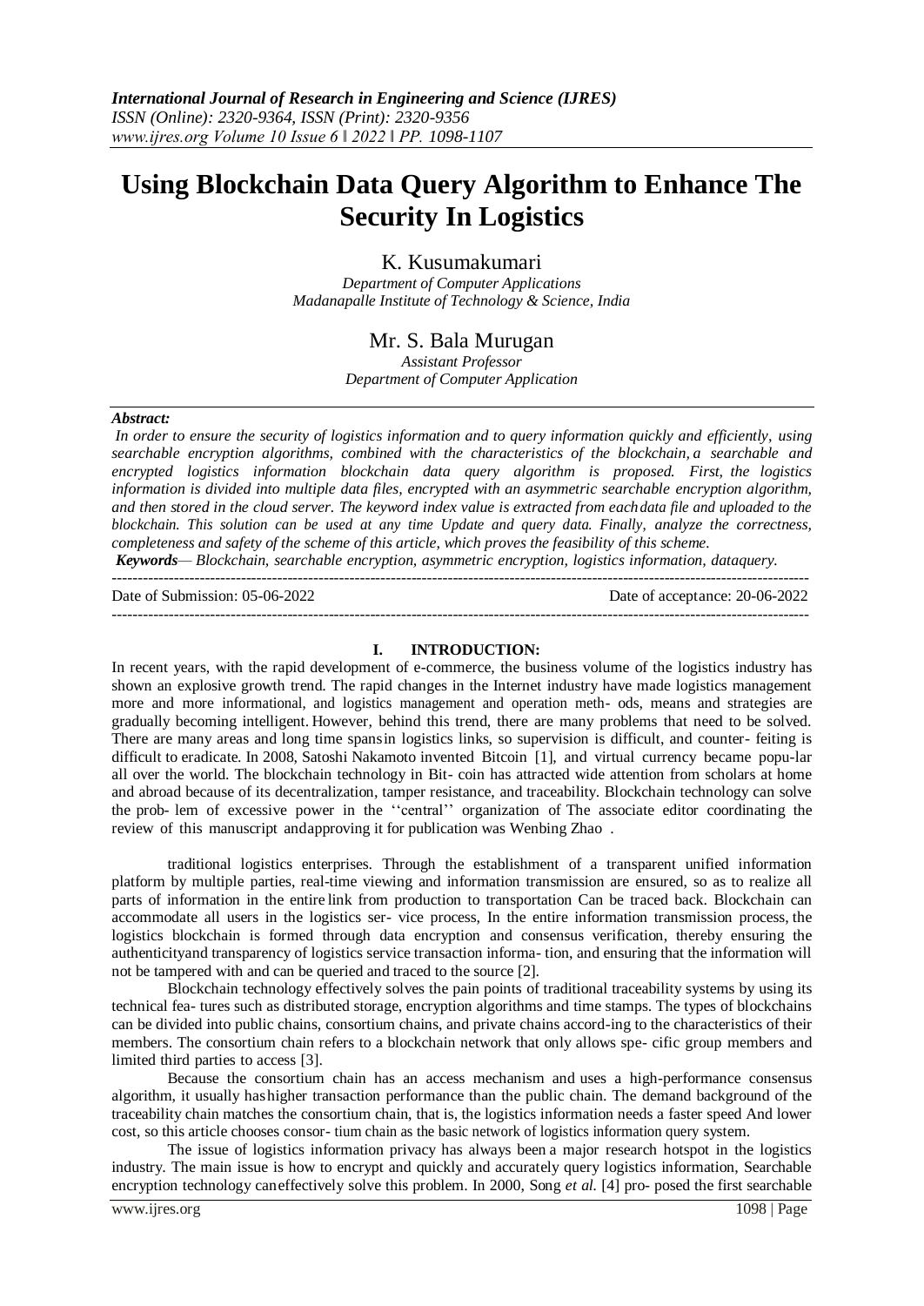# Using Blockchain Data Query Algorithm to Enhance The Security In Logistics

K. Kusumakumari

*Department of Computer Applications*
*Madanapalle Institute of Technology & Science, India*

Mr. S. Bala Murugan

*Assistant Professor*
*Department of Computer Application*

***Abstract:***

*In order to ensure the security of logistics information and to query information quickly and efficiently, using searchable encryption algorithms, combined with the characteristics of the blockchain, a searchable and encrypted logistics information blockchain data query algorithm is proposed. First, the logistics information is divided into multiple data files, encrypted with an asymmetric searchable encryption algorithm, and then stored in the cloud server. The keyword index value is extracted from each data file and uploaded to the blockchain. This solution can be used at any time Update and query data. Finally, analyze the correctness, completeness and safety of the scheme of this article, which proves the feasibility of this scheme.*

***Keywords****— Blockchain, searchable encryption, asymmetric encryption, logistics information, dataquery.*

---

Date of Submission: 05-06-2022 Date of acceptance: 20-06-2022

---

## I. INTRODUCTION:

In recent years, with the rapid development of e-commerce, the business volume of the logistics industry has shown an explosive growth trend. The rapid changes in the Internet industry have made logistics management more and more informational, and logistics management and operation meth- ods, means and strategies are gradually becoming intelligent. However, behind this trend, there are many problems that need to be solved. There are many areas and long time spansin logistics links, so supervision is difficult, and counter- feiting is difficult to eradicate. In 2008, Satoshi Nakamoto invented Bitcoin [1], and virtual currency became popu-lar all over the world. The blockchain technology in Bit- coin has attracted wide attention from scholars at home and abroad because of its decentralization, tamper resistance, and traceability. Blockchain technology can solve the prob- lem of excessive power in the ''central'' organization of The associate editor coordinating the review of this manuscript andapproving it for publication was Wenbing Zhao .

traditional logistics enterprises. Through the establishment of a transparent unified information platform by multiple parties, real-time viewing and information transmission are ensured, so as to realize all parts of information in the entire link from production to transportation Can be traced back. Blockchain can accommodate all users in the logistics ser- vice process, In the entire information transmission process, the logistics blockchain is formed through data encryption and consensus verification, thereby ensuring the authenticityand transparency of logistics service transaction informa- tion, and ensuring that the information will not be tampered with and can be queried and traced to the source [2].

Blockchain technology effectively solves the pain points of traditional traceability systems by using its technical fea- tures such as distributed storage, encryption algorithms and time stamps. The types of blockchains can be divided into public chains, consortium chains, and private chains accord-ing to the characteristics of their members. The consortium chain refers to a blockchain network that only allows spe- cific group members and limited third parties to access [3].

Because the consortium chain has an access mechanism and uses a high-performance consensus algorithm, it usually hashigher transaction performance than the public chain. The demand background of the traceability chain matches the consortium chain, that is, the logistics information needs a faster speed And lower cost, so this article chooses consor- tium chain as the basic network of logistics information query system.

The issue of logistics information privacy has always been a major research hotspot in the logistics industry. The main issue is how to encrypt and quickly and accurately query logistics information, Searchable encryption technology caneffectively solve this problem. In 2000, Song *et al.* [4] pro- posed the first searchable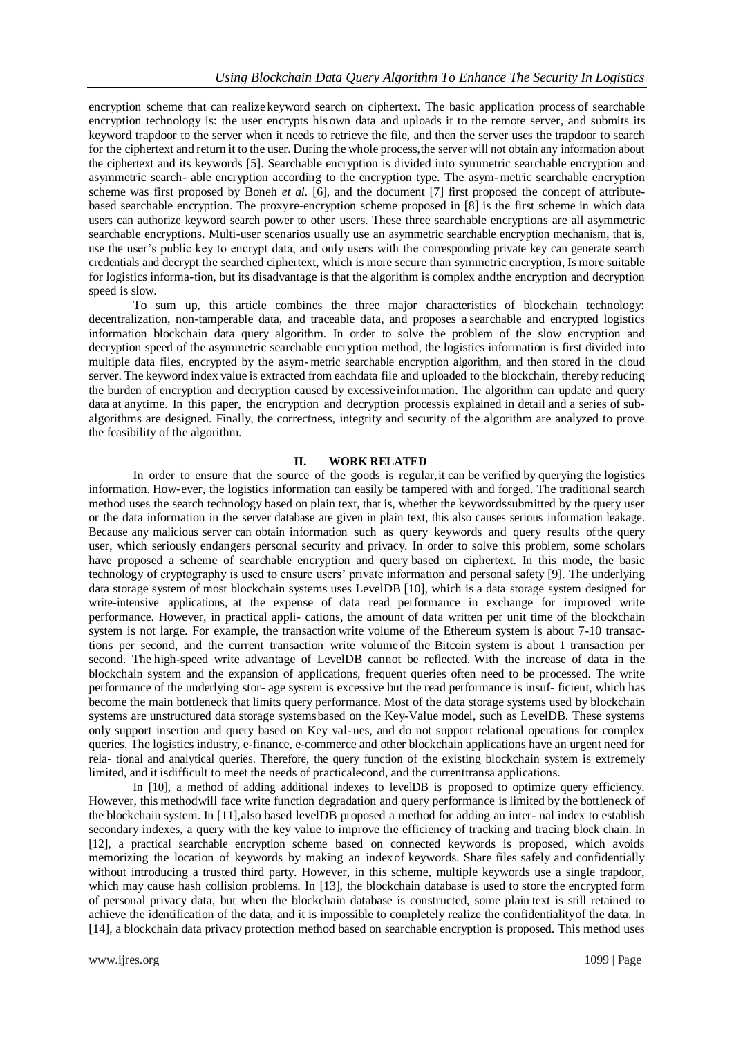encryption scheme that can realize keyword search on ciphertext. The basic application process of searchable encryption technology is: the user encrypts his own data and uploads it to the remote server, and submits its keyword trapdoor to the server when it needs to retrieve the file, and then the server uses the trapdoor to search for the ciphertext and return it to the user. During the whole process, the server will not obtain any information about the ciphertext and its keywords [5]. Searchable encryption is divided into symmetric searchable encryption and asymmetric search- able encryption according to the encryption type. The asym- metric searchable encryption scheme was first proposed by Boneh *et al.* [6], and the document [7] first proposed the concept of attribute-based searchable encryption. The proxy re-encryption scheme proposed in [8] is the first scheme in which data users can authorize keyword search power to other users. These three searchable encryptions are all asymmetric searchable encryptions. Multi-user scenarios usually use an asymmetric searchable encryption mechanism, that is, use the user's public key to encrypt data, and only users with the corresponding private key can generate search credentials and decrypt the searched ciphertext, which is more secure than symmetric encryption, Is more suitable for logistics informa-tion, but its disadvantage is that the algorithm is complex and the encryption and decryption speed is slow.

To sum up, this article combines the three major characteristics of blockchain technology: decentralization, non-tamperable data, and traceable data, and proposes a searchable and encrypted logistics information blockchain data query algorithm. In order to solve the problem of the slow encryption and decryption speed of the asymmetric searchable encryption method, the logistics information is first divided into multiple data files, encrypted by the asym- metric searchable encryption algorithm, and then stored in the cloud server. The keyword index value is extracted from each data file and uploaded to the blockchain, thereby reducing the burden of encryption and decryption caused by excessive information. The algorithm can update and query data at anytime. In this paper, the encryption and decryption process is explained in detail and a series of sub-algorithms are designed. Finally, the correctness, integrity and security of the algorithm are analyzed to prove the feasibility of the algorithm.

## II. WORK RELATED

In order to ensure that the source of the goods is regular, it can be verified by querying the logistics information. How-ever, the logistics information can easily be tampered with and forged. The traditional search method uses the search technology based on plain text, that is, whether the keywords submitted by the query user or the data information in the server database are given in plain text, this also causes serious information leakage. Because any malicious server can obtain information such as query keywords and query results of the query user, which seriously endangers personal security and privacy. In order to solve this problem, some scholars have proposed a scheme of searchable encryption and query based on ciphertext. In this mode, the basic technology of cryptography is used to ensure users' private information and personal safety [9]. The underlying data storage system of most blockchain systems uses LevelDB [10], which is a data storage system designed for write-intensive applications, at the expense of data read performance in exchange for improved write performance. However, in practical appli- cations, the amount of data written per unit time of the blockchain system is not large. For example, the transaction write volume of the Ethereum system is about 7-10 transac- tions per second, and the current transaction write volume of the Bitcoin system is about 1 transaction per second. The high-speed write advantage of LevelDB cannot be reflected. With the increase of data in the blockchain system and the expansion of applications, frequent queries often need to be processed. The write performance of the underlying stor- age system is excessive but the read performance is insuf- ficient, which has become the main bottleneck that limits query performance. Most of the data storage systems used by blockchain systems are unstructured data storage systems based on the Key-Value model, such as LevelDB. These systems only support insertion and query based on Key val- ues, and do not support relational operations for complex queries. The logistics industry, e-finance, e-commerce and other blockchain applications have an urgent need for rela- tional and analytical queries. Therefore, the query function of the existing blockchain system is extremely limited, and it is difficult to meet the needs of practicalecond, and the currenttransa applications.

In [10], a method of adding additional indexes to levelDB is proposed to optimize query efficiency. However, this method will face write function degradation and query performance is limited by the bottleneck of the blockchain system. In [11], also based levelDB proposed a method for adding an inter- nal index to establish secondary indexes, a query with the key value to improve the efficiency of tracking and tracing block chain. In [12], a practical searchable encryption scheme based on connected keywords is proposed, which avoids memorizing the location of keywords by making an index of keywords. Share files safely and confidentially without introducing a trusted third party. However, in this scheme, multiple keywords use a single trapdoor, which may cause hash collision problems. In [13], the blockchain database is used to store the encrypted form of personal privacy data, but when the blockchain database is constructed, some plain text is still retained to achieve the identification of the data, and it is impossible to completely realize the confidentiality of the data. In [14], a blockchain data privacy protection method based on searchable encryption is proposed. This method uses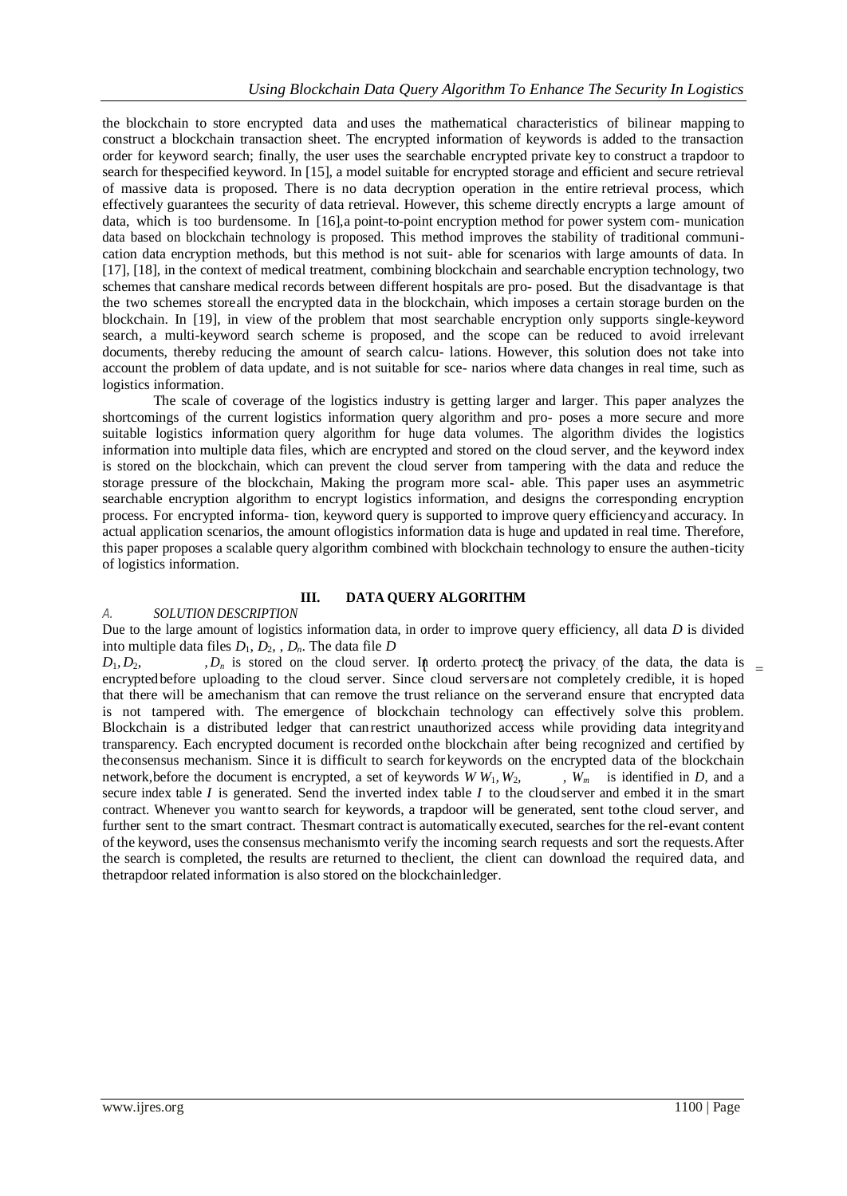the blockchain to store encrypted data and uses the mathematical characteristics of bilinear mapping to construct a blockchain transaction sheet. The encrypted information of keywords is added to the transaction order for keyword search; finally, the user uses the searchable encrypted private key to construct a trapdoor to search for thespecified keyword. In [15], a model suitable for encrypted storage and efficient and secure retrieval of massive data is proposed. There is no data decryption operation in the entire retrieval process, which effectively guarantees the security of data retrieval. However, this scheme directly encrypts a large amount of data, which is too burdensome. In [16],a point-to-point encryption method for power system com- munication data based on blockchain technology is proposed. This method improves the stability of traditional communi- cation data encryption methods, but this method is not suit- able for scenarios with large amounts of data. In [17], [18], in the context of medical treatment, combining blockchain and searchable encryption technology, two schemes that canshare medical records between different hospitals are pro- posed. But the disadvantage is that the two schemes storeall the encrypted data in the blockchain, which imposes a certain storage burden on the blockchain. In [19], in view of the problem that most searchable encryption only supports single-keyword search, a multi-keyword search scheme is proposed, and the scope can be reduced to avoid irrelevant documents, thereby reducing the amount of search calcu- lations. However, this solution does not take into account the problem of data update, and is not suitable for sce- narios where data changes in real time, such as logistics information.

The scale of coverage of the logistics industry is getting larger and larger. This paper analyzes the shortcomings of the current logistics information query algorithm and pro- poses a more secure and more suitable logistics information query algorithm for huge data volumes. The algorithm divides the logistics information into multiple data files, which are encrypted and stored on the cloud server, and the keyword index is stored on the blockchain, which can prevent the cloud server from tampering with the data and reduce the storage pressure of the blockchain, Making the program more scal- able. This paper uses an asymmetric searchable encryption algorithm to encrypt logistics information, and designs the corresponding encryption process. For encrypted informa- tion, keyword query is supported to improve query efficiencyand accuracy. In actual application scenarios, the amount oflogistics information data is huge and updated in real time. Therefore, this paper proposes a scalable query algorithm combined with blockchain technology to ensure the authen-ticity of logistics information.

## III. DATA QUERY ALGORITHM

### *A. SOLUTION DESCRIPTION*

Due to the large amount of logistics information data, in order to improve query efficiency, all data $D$ is divided into multiple data files $D_1, D_2, , D_n$. The data file $D = \{D_1, D_2, \ldots, D_n\}$ is stored on the cloud server. In orderto protect the privacy of the data, the data is encryptedbefore uploading to the cloud server. Since cloud serversare not completely credible, it is hoped that there will be amechanism that can remove the trust reliance on the serverand ensure that encrypted data is not tampered with. The emergence of blockchain technology can effectively solve this problem. Blockchain is a distributed ledger that canrestrict unauthorized access while providing data integrityand transparency. Each encrypted document is recorded onthe blockchain after being recognized and certified by theconsensus mechanism. Since it is difficult to search forkeywords on the encrypted data of the blockchain network,before the document is encrypted, a set of keywords $W$ $W_1, W_2, \ldots, W_m$ is identified in $D$, and a secure index table $I$ is generated. Send the inverted index table $I$ to the cloudserver and embed it in the smart contract. Whenever you wantto search for keywords, a trapdoor will be generated, sent tothe cloud server, and further sent to the smart contract. Thesmart contract is automatically executed, searches for the rel-evant content of the keyword, uses the consensus mechanismto verify the incoming search requests and sort the requests.After the search is completed, the results are returned to theclient, the client can download the required data, and thetrapdoor related information is also stored on the blockchainledger.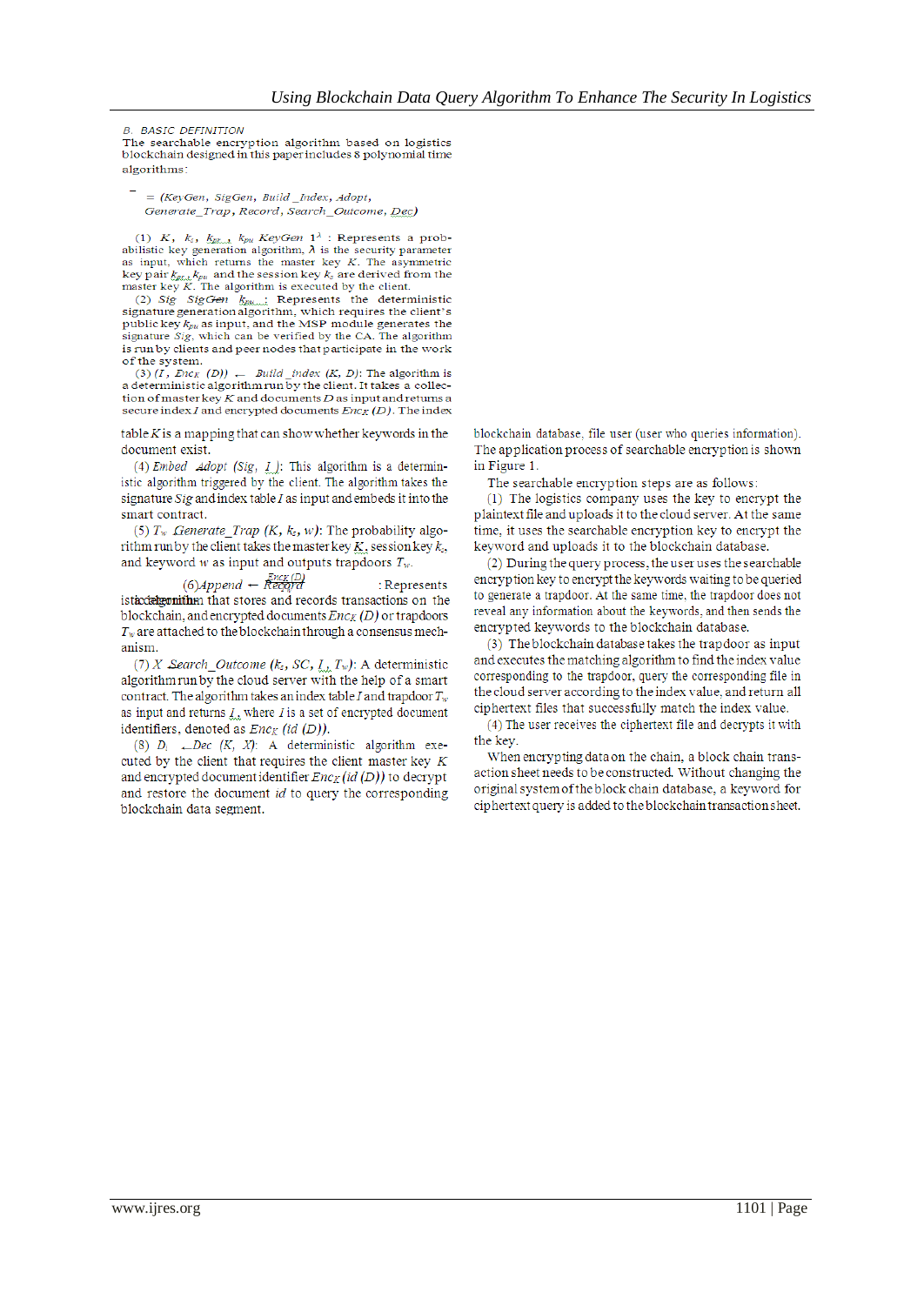### B. BASIC DEFINITION

The searchable encryption algorithm based on logistics blockchain designed in this paper includes 8 polynomial time algorithms:

$$= (KeyGen,\ SigGen,\ Build\_Index,\ Adopt,\ Generate\_Trap,\ Record,\ Search\_Outcome,\ Dec)$$

(1) $K$, $k_z$, $k_{pr}$, $k_{pu}$ $KeyGen$ $1^\lambda$ : Represents a probabilistic key generation algorithm, $\lambda$ is the security parameter as input, which returns the master key $K$. The asymmetric key pair $k_{pr}$, $k_{pu}$ and the session key $k_z$ are derived from the master key $K$. The algorithm is executed by the client.

(2) $Sig$ $SigGen$ $k_{pu}$: Represents the deterministic signature generation algorithm, which requires the client's public key $k_{pu}$ as input, and the MSP module generates the signature $Sig$, which can be verified by the CA. The algorithm is run by clients and peer nodes that participate in the work of the system.

(3) $(I,\ Enc_K\ (D))$ ← $Build\_index$ $(K,\ D)$: The algorithm is a deterministic algorithm run by the client. It takes a collection of master key $K$ and documents $D$ as input and returns a secure index $I$ and encrypted documents $Enc_K\ (D)$. The index table $K$ is a mapping that can show whether keywords in the document exist.

(4) $Embed$ $Adopt$ $(Sig,\ I)$: This algorithm is a deterministic algorithm triggered by the client. The algorithm takes the signature $Sig$ and index table $I$ as input and embeds it into the smart contract.

(5) $T_w$ $Generate\_Trap$ $(K,\ k_z,\ w)$: The probability algorithm run by the client takes the master key $K$, session key $k_z$, and keyword $w$ as input and outputs trapdoors $T_w$.

(6) $Append$ ← $Record$ $Enc_K\ (D)$ : Represents a deterministic algorithm that stores and records transactions on the blockchain, and encrypted documents $Enc_K\ (D)$ or trapdoors $T_w$ are attached to the blockchain through a consensus mechanism.

(7) $X$ $Search\_Outcome$ $(k_z,\ SC,\ I,\ T_w)$: A deterministic algorithm run by the cloud server with the help of a smart contract. The algorithm takes an index table $I$ and trapdoor $T_w$ as input and returns $I$, where $I$ is a set of encrypted document identifiers, denoted as $Enc_K\ (id\ (D))$.

(8) $D_i$ $Dec$ $(K,\ X)$: A deterministic algorithm executed by the client that requires the client master key $K$ and encrypted document identifier $Enc_K\ (id\ (D))$ to decrypt and restore the document $id$ to query the corresponding blockchain data segment.

blockchain database, file user (user who queries information). The application process of searchable encryption is shown in Figure 1.

The searchable encryption steps are as follows:

(1) The logistics company uses the key to encrypt the plaintext file and uploads it to the cloud server. At the same time, it uses the searchable encryption key to encrypt the keyword and uploads it to the blockchain database.

(2) During the query process, the user uses the searchable encryption key to encrypt the keywords waiting to be queried to generate a trapdoor. At the same time, the trapdoor does not reveal any information about the keywords, and then sends the encrypted keywords to the blockchain database.

(3) The blockchain database takes the trapdoor as input and executes the matching algorithm to find the index value corresponding to the trapdoor, query the corresponding file in the cloud server according to the index value, and return all ciphertext files that successfully match the index value.

(4) The user receives the ciphertext file and decrypts it with the key.

When encrypting data on the chain, a block chain transaction sheet needs to be constructed. Without changing the original system of the block chain database, a keyword for ciphertext query is added to the blockchain transaction sheet.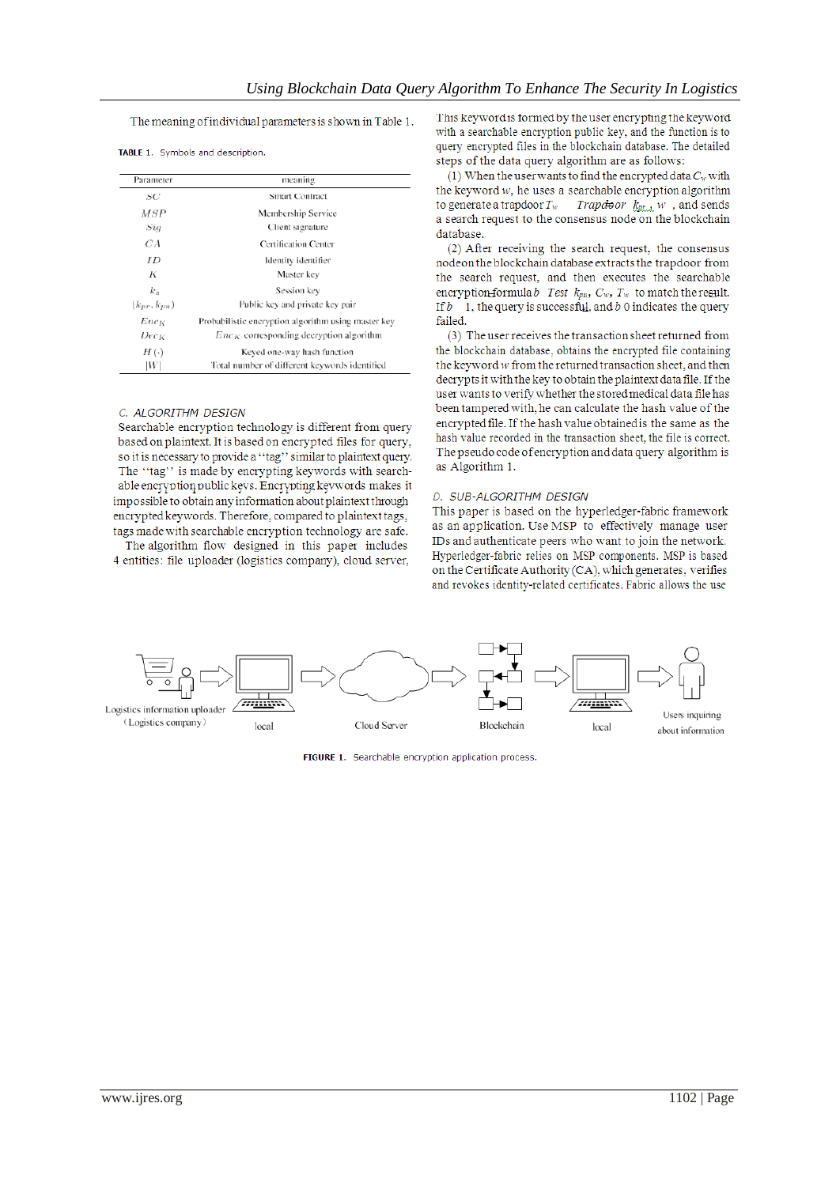The meaning of individual parameters is shown in Table 1.

**TABLE 1.** Symbols and description.

| Parameter | meaning |
|---|---|
| $SC$ | Smart Contract |
| $MSP$ | Membership Service |
| $Sig$ | Client signature |
| $CA$ | Certification Center |
| $ID$ | Identity identifier |
| $K$ | Master key |
| $k_s$ | Session key |
| $(k_{pr}, k_{pu})$ | Public key and private key pair |
| $Enc_K$ | Probabilistic encryption algorithm using master key |
| $Dec_K$ | $Enc_K$ corresponding decryption algorithm |
| $H(\cdot)$ | Keyed one-way hash function |
| $\|W\|$ | Total number of different keywords identified |

### C. ALGORITHM DESIGN

Searchable encryption technology is different from query based on plaintext. It is based on encrypted files for query, so it is necessary to provide a ''tag'' similar to plaintext query. The ''tag'' is made by encrypting keywords with searchable encryption public keys. Encrypting keywords makes it impossible to obtain any information about plaintext through encrypted keywords. Therefore, compared to plaintext tags, tags made with searchable encryption technology are safe.

The algorithm flow designed in this paper includes 4 entities: file uploader (logistics company), cloud server, This keyword is formed by the user encrypting the keyword with a searchable encryption public key, and the function is to query encrypted files in the blockchain database. The detailed steps of the data query algorithm are as follows:

(1) When the user wants to find the encrypted data $C_w$ with the keyword $w$, he uses a searchable encryption algorithm to generate a trapdoor $T_w \leftarrow Trapdoor(k_{pr}, w)$, and sends a search request to the consensus node on the blockchain database.

(2) After receiving the search request, the consensus node on the blockchain database extracts the trapdoor from the search request, and then executes the searchable encryption formula $b \leftarrow Test(k_{pu}, C_w, T_w)$ to match the result. If $b = 1$, the query is successful, and $b = 0$ indicates the query failed.

(3) The user receives the transaction sheet returned from the blockchain database, obtains the encrypted file containing the keyword $w$ from the returned transaction sheet, and then decrypts it with the key to obtain the plaintext data file. If the user wants to verify whether the stored medical data file has been tampered with, he can calculate the hash value of the encrypted file. If the hash value obtained is the same as the hash value recorded in the transaction sheet, the file is correct.

The pseudo code of encryption and data query algorithm is as Algorithm 1.

### D. SUB-ALGORITHM DESIGN

This paper is based on the hyperledger-fabric framework as an application. Use MSP to effectively manage user IDs and authenticate peers who want to join the network. Hyperledger-fabric relies on MSP components. MSP is based on the Certificate Authority (CA), which generates, verifies and revokes identity-related certificates. Fabric allows the use

Logistics information uploader (Logistics company) → local → Cloud Server → Blockchain → local → Users inquiring about information

**FIGURE 1.** Searchable encryption application process.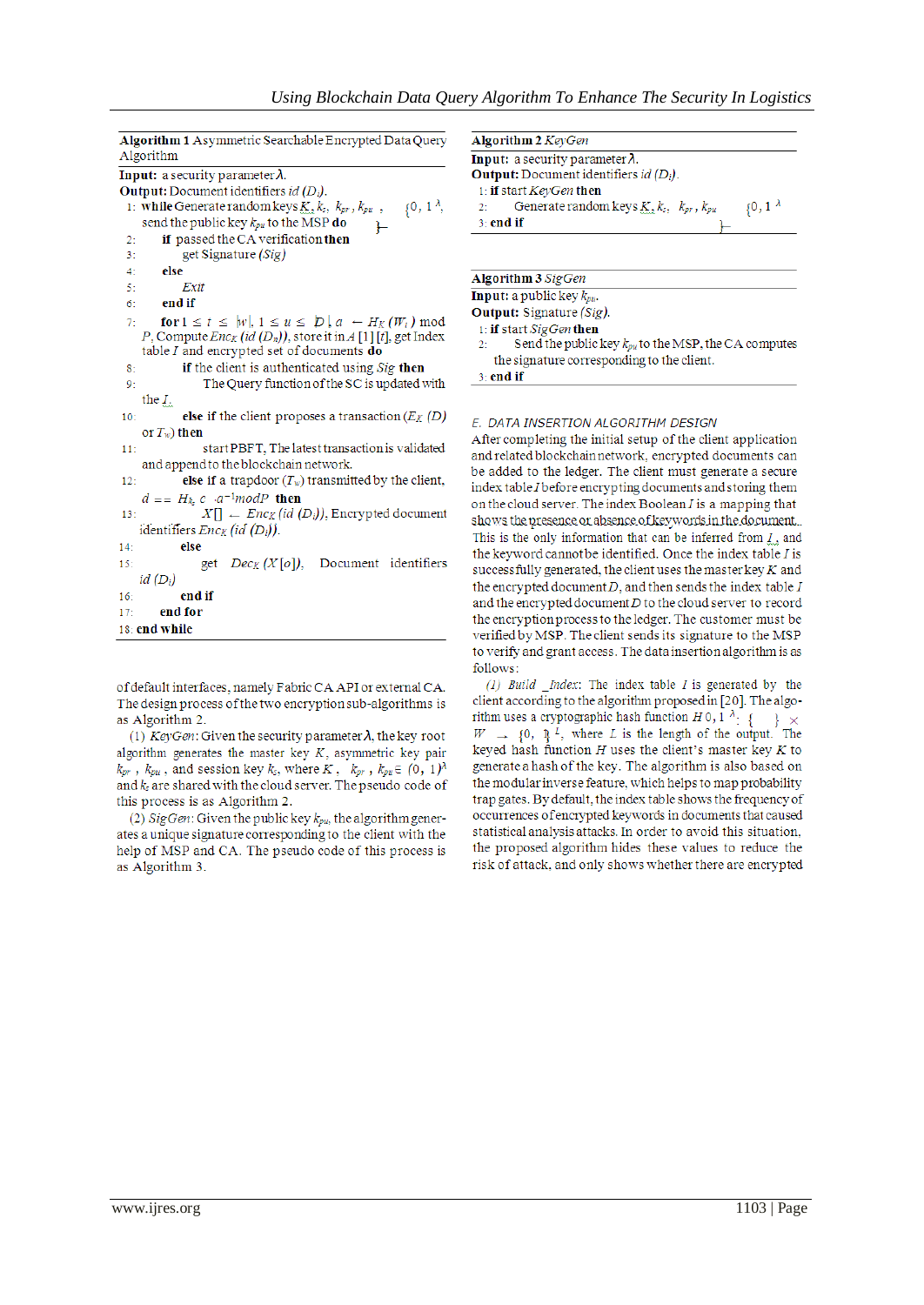**Algorithm 1** Asymmetric Searchable Encrypted Data Query Algorithm

**Input:** a security parameter $\lambda$.
**Output:** Document identifiers $id\ (D_i)$.

1: **while** Generate random keys $K, k_s, k_{pr}, k_{pu}$ ; $\{0, 1\}^{\lambda}$, send the public key $k_{pu}$ to the MSP **do**
2: **if** passed the CA verification **then**
3: get Signature *(Sig)*
4: **else**
5: *Exit*
6: **end if**
7: **for** $1 \le i \le |w|, 1 \le u \le |D|$ $a \leftarrow H_K(W_i) \bmod P$, Compute $Enc_K(id\ (D_n))$, store it in $A$ [1] [$t$], get Index table $I$ and encrypted set of documents **do**
8: **if** the client is authenticated using *Sig* **then**
9: The Query function of the SC is updated with the $I$.
10: **else if** the client proposes a transaction $(E_K\ (D)$ or $T_w)$ **then**
11: start PBFT, The latest transaction is validated and append to the blockchain network.
12: **else if** a trapdoor $(T_w)$ transmitted by the client, $d == H_{k_s}\ c \cdot a^{-1} mod P$ **then**
13: $X[] \leftarrow Enc_K\ (id\ (D_i))$, Encrypted document identifiers $Enc_K\ (id\ (D_i))$.
14: **else**
15: get $Dec_K\ (X[o])$, Document identifiers $id\ (D_i)$
16: **end if**
17: **end for**
18: **end while**

of default interfaces, namely Fabric CA API or external CA. The design process of the two encryption sub-algorithms is as Algorithm 2.

(1) *KeyGen*: Given the security parameter $\lambda$, the key root algorithm generates the master key $K$, asymmetric key pair $k_{pr}$ , $k_{pu}$ , and session key $k_s$, where $K$ , $k_{pr}$ , $k_{pu} \in \{0, 1\}^{\lambda}$ and $k_s$ are shared with the cloud server. The pseudo code of this process is as Algorithm 2.

(2) *SigGen*: Given the public key $k_{pu}$, the algorithm generates a unique signature corresponding to the client with the help of MSP and CA. The pseudo code of this process is as Algorithm 3.

**Algorithm 2** *KeyGen*

**Input:** a security parameter $\lambda$.
**Output:** Document identifiers $id\ (D_i)$.

1: **if** start *KeyGen* **then**
2: Generate random keys $K, k_s, k_{pr}, k_{pu}$ $\{0, 1\}^{\lambda}$
3: **end if**

**Algorithm 3** *SigGen*

**Input:** a public key $k_{pu}$.
**Output:** Signature *(Sig)*.

1: **if** start *SigGen* **then**
2: Send the public key $k_{pu}$ to the MSP, the CA computes the signature corresponding to the client.
3: **end if**

*E. DATA INSERTION ALGORITHM DESIGN*

After completing the initial setup of the client application and related blockchain network, encrypted documents can be added to the ledger. The client must generate a secure index table $I$ before encrypting documents and storing them on the cloud server. The index Boolean $I$ is a mapping that shows the presence or absence of keywords in the document. This is the only information that can be inferred from $I$, and the keyword cannot be identified. Once the index table $I$ is successfully generated, the client uses the master key $K$ and the encrypted document $D$, and then sends the index table $I$ and the encrypted document $D$ to the cloud server to record the encryption process to the ledger. The customer must be verified by MSP. The client sends its signature to the MSP to verify and grant access. The data insertion algorithm is as follows:

(1) *Build _Index*: The index table $I$ is generated by the client according to the algorithm proposed in [20]. The algorithm uses a cryptographic hash function $H\ \{0, 1\}^{\lambda} \times W \rightarrow \{0, 1\}^{L}$, where $L$ is the length of the output. The keyed hash function $H$ uses the client's master key $K$ to generate a hash of the key. The algorithm is also based on the modular inverse feature, which helps to map probability trap gates. By default, the index table shows the frequency of occurrences of encrypted keywords in documents that caused statistical analysis attacks. In order to avoid this situation, the proposed algorithm hides these values to reduce the risk of attack, and only shows whether there are encrypted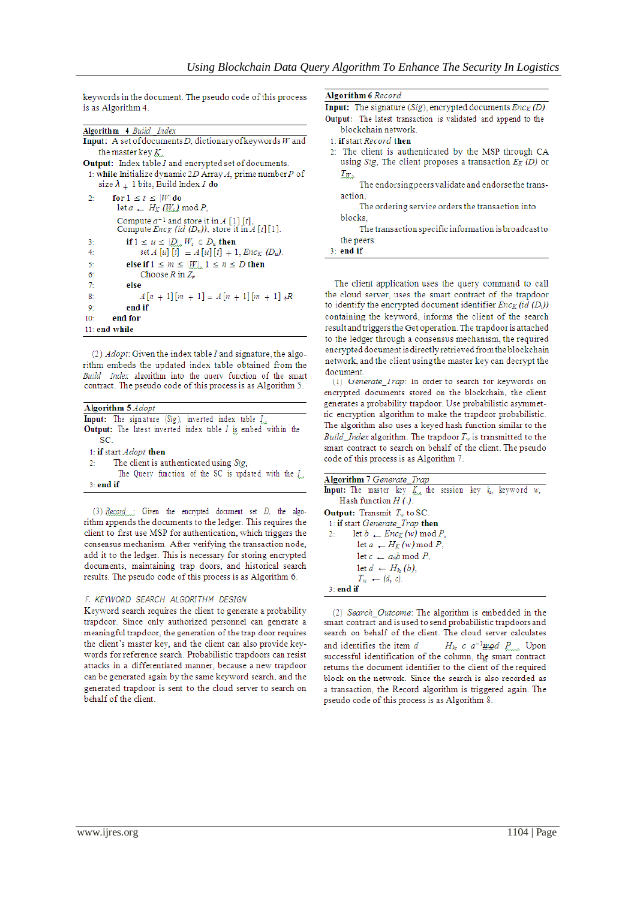keywords in the document. The pseudo code of this process is as Algorithm 4.

**Algorithm 4** *Build_Index*

**Input:** A set of documents $D$, dictionary of keywords $W$ and the master key $K$.

**Output:** Index table $I$ and encrypted set of documents.

1: **while** Initialize dynamic 2D Array $A$, prime number $P$ of size $\lambda + 1$ bits, Build Index $I$ **do**

2: **for** $1 \le t \le |W|$ **do**
let $a \leftarrow H_K(W_t) \bmod P$,
Compute $a^{-1}$ and store it in $A[1][t]$,
Compute $Enc_K(id(D_n))$, store it in $A[t][1]$.

3: **if** $1 \le u \le |D|$, $W_t \in D_u$ **then**

4: set $A[u][t] = A[u][t] + 1$, $Enc_K(D_u)$.

5: **else if** $1 \le m \le |W|$, $1 \le n \le D$ **then**

6: Choose $R$ in $Z_p$

7: **else**

8: $A[n+1][m+1] = A[n+1][m+1] \times R$

9: **end if**

10: **end for**

11: **end while**

(2) *Adopt*: Given the index table $I$ and signature, the algorithm embeds the updated index table obtained from the *Build_Index* algorithm into the query function of the smart contract. The pseudo code of this process is as Algorithm 5.

**Algorithm 5** *Adopt*

**Input:** The signature ($Sig$), inverted index table $I$.

**Output:** The latest inverted index table $I$ is embed within the SC.

1: **if** start *Adopt* **then**

2: The client is authenticated using $Sig$,
The Query function of the SC is updated with the $I$.

3: **end if**

(3) *Record*: Given the encrypted document set $D$, the algorithm appends the documents to the ledger. This requires the client to first use MSP for authentication, which triggers the consensus mechanism. After verifying the transaction node, add it to the ledger. This is necessary for storing encrypted documents, maintaining trap doors, and historical search results. The pseudo code of this process is as Algorithm 6.

## F. KEYWORD SEARCH ALGORITHM DESIGN

Keyword search requires the client to generate a probability trapdoor. Since only authorized personnel can generate a meaningful trapdoor, the generation of the trap door requires the client's master key, and the client can also provide keywords for reference search. Probabilistic trapdoors can resist attacks in a differentiated manner, because a new trapdoor can be generated again by the same keyword search, and the generated trapdoor is sent to the cloud server to search on behalf of the client.

**Algorithm 6** *Record*

**Input:** The signature ($Sig$), encrypted documents $Enc_K(D)$.

**Output:** The latest transaction is validated and append to the blockchain network.

1: **if** start *Record* **then**

2: The client is authenticated by the MSP through CA using $Sig$. The client proposes a transaction $E_K(D)$ or $T_W$.
The endorsing peers validate and endorse the transaction,
The ordering service orders the transaction into blocks,
The transaction specific information is broadcast to the peers.

3: **end if**

The client application uses the query command to call the cloud server, uses the smart contract of the trapdoor to identify the encrypted document identifier $Enc_K(id(D_i))$ containing the keyword, informs the client of the search result and triggers the Get operation. The trapdoor is attached to the ledger through a consensus mechanism, the required encrypted document is directly retrieved from the blockchain network, and the client using the master key can decrypt the document.

(1) *Generate_Trap*: In order to search for keywords on encrypted documents stored on the blockchain, the client generates a probability trapdoor. Use probabilistic asymmetric encryption algorithm to make the trapdoor probabilistic. The algorithm also uses a keyed hash function similar to the *Build_Index* algorithm. The trapdoor $T_w$ is transmitted to the smart contract to search on behalf of the client. The pseudo code of this process is as Algorithm 7.

**Algorithm 7** *Generate_Trap*

**Input:** The master key $K$, the session key $k$, keyword $w$, Hash function $H(\,)$.

**Output:** Transmit $T_w$ to SC.

1: **if** start *Generate_Trap* **then**

2: let $b \leftarrow Enc_K(w) \bmod P$,
let $a \leftarrow H_K(w) \bmod P$,
let $c \leftarrow a_x b \bmod P$.
let $d \leftarrow H_k(b)$,
$T_w \leftarrow (d, c)$.

3: **end if**

(2) *Search_Outcome*: The algorithm is embedded in the smart contract and is used to send probabilistic trapdoors and search on behalf of the client. The cloud server calculates and identifies the item $d$ $H_k$ $c$ $a^{-1}$mod $P$. Upon successful identification of the column, the smart contract returns the document identifier to the client of the required block on the network. Since the search is also recorded as a transaction, the Record algorithm is triggered again. The pseudo code of this process is as Algorithm 8.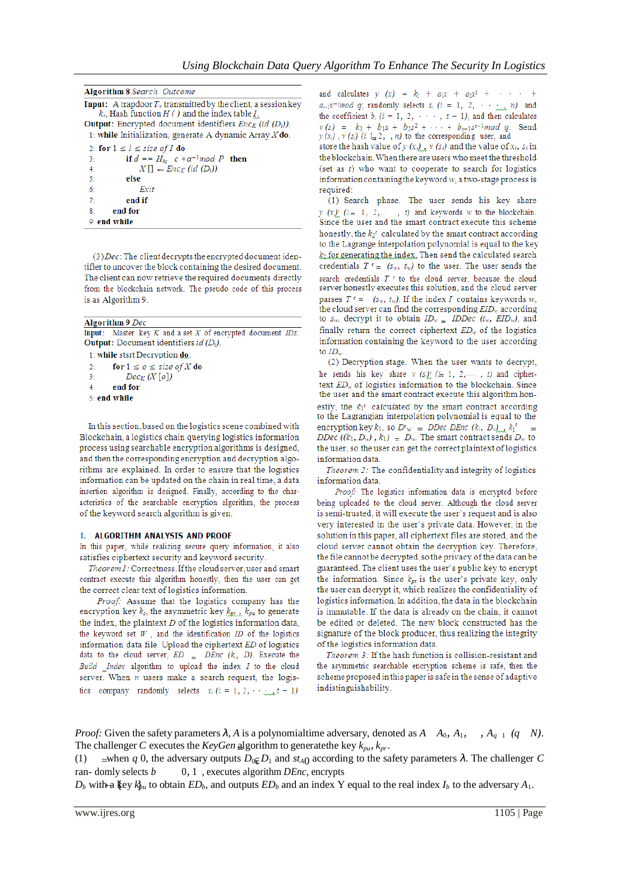**Algorithm 8** *Search Outcome*

**Input:** A trapdoor $T_w$ transmitted by the client, a session key $k_z$, Hash function $H$ ( ) and the index table $I_i$

**Output:** Encrypted document identifiers $Enc_K$ $(id$ $(D_i))$.

```
1: while Initialization, generate A dynamic Array X do.
2:   for 1 ≤ l ≤ size of I do
3:     if d == H_kz  c ∗a^−1 mod P then
4:       X[] ← Enc_K (id (D_i))
5:     else
6:       Exit
7:     end if
8:   end for
9: end while
```

(3) *Dec*: The client decrypts the encrypted document identifier to uncover the block containing the desired document. The client can now retrieve the required documents directly from the blockchain network. The pseudo code of this process is as Algorithm 9.

**Algorithm 9** *Dec*

**Input:** Master key $K$ and a set $X$ of encrypted document $IDs$.

**Output:** Document identifiers $id$ $(D_i)$.

```
1: while stsrt Decryption do.
2:   for 1 ≤ o ≤ size of X do
3:     Dec_K (X [o])
4:   end for
5: end while
```

In this section, based on the logistics scene combined with Blockchain, a logistics chain querying logistics information process using searchable encryption algorithms is designed, and then the corresponding encryption and decryption algorithms are explained. In order to ensure that the logistics information can be updated on the chain in real time, a data insertion algorithm is designed. Finally, according to the characteristics of the searchable encryption algorithm, the process of the keyword search algorithm is given.

## I. ALGORITHM ANALYSIS AND PROOF

In this paper, while realizing secure query information, it also satisfies ciphertext security and keyword security.

*Theorem 1:* Correctness. If the cloud server, user and smart contract execute this algorithm honestly, then the user can get the correct clear text of logistics information.

*Proof:* Assume that the logistics company has the encryption key $k_z$, the asymmetric key $k_{pr}$, $k_{pu}$ to generate the index, the plaintext $D$ of the logistics information data, the keyword set $W$, and the identification $ID$ of the logistics information data file. Upload the ciphertext $ED$ of logistics data to the cloud server, $ED$ = $DEnc$ $(k_z, D)$. Execute the *Build \_Index* algorithm to upload the index $I$ to the cloud server. When $n$ users make a search request, the logistics company randomly selects $x_i$ $(i = 1, 2, \cdots, t-1)$ and calculates $y$ $(x)$ = $k_z + a_1x + a_2x^2 + \cdots + a_{t-1}x^{t-1} mod$ $q$; randomly selects $s_i$ $(i = 1, 2, \cdots, n)$ and the coefficient $b_i$ $(i = 1, 2, \cdots, t-1)$, and then calculates $v$ $(s)$ = $k_1 + b_1s + b_2s^2 + \cdots + b_{t-1}s^{t-1} mod$ $q$. Send $y$ $(x_i)$ , $v$ $(s_i)$ $(i = 1, 2, \cdots, n)$ to the corresponding user, and store the hash value of $y$ $(x_i)$ , $v$ $(s_i)$ and the value of $x_i$, $s_i$ in the blockchain. When there are users who meet the threshold (set as $t$) who want to cooperate to search for logistics information containing the keyword $w$, a two-stage process is required:

(1) Search phase. The user sends his key share $y$ $(x)_i'$ $(i = 1, 2, \cdots, t)$ and keywords $w$ to the blockchain. Since the user and the smart contract execute this scheme honestly, the $k_z'$ calculated by the smart contract according to the Lagrange interpolation polynomial is equal to the key $k_z$ for generating the index. Then send the calculated search credentials $T'$ = $(s_w, t_w)$ to the user. The user sends the search credentials $T'$ to the cloud server, because the cloud server honestly executes this solution, and the cloud server parses $T'$ = $(s_w, t_w)$. If the index $I$ contains keywords $w$, the cloud server can find the corresponding $EID_w$ according to $s_w$, decrypt it to obtain $ID_w$ = $IDDec$ $(t_w, EID_w)$, and finally return the correct ciphertext $ED_w$ of the logistics information containing the keyword to the user according to $ID_w$.

(2) Decryption stage. When the user wants to decrypt, he sends his key share $v$ $(s)_i'$ $(i= 1, 2, \cdots, t)$ and ciphertext $ED_w$ of logistics information to the blockchain. Since the user and the smart contract execute this algorithm honestly, the $k_1'$ calculated by the smart contract according to the Lagrangian interpolation polynomial is equal to the encryption key $k_1$, so $D'_w$ = $DDec$ $DEnc$ $(k_1, D_w)$, $k_1'$ = $DDec$ $((k_1, D_w)$ , $k_1)$ = $D_w$. The smart contract sends $D_w$ to the user, so the user can get the correct plaintext of logistics information data.

*Theorem 2:* The confidentiality and integrity of logistics information data.

*Proof:* The logistics information data is encrypted before being uploaded to the cloud server. Although the cloud server is semi-trusted, it will execute the user's request and is also very interested in the user's private data. However, in the solution in this paper, all ciphertext files are stored, and the cloud server cannot obtain the decryption key. Therefore, the file cannot be decrypted, so the privacy of the data can be guaranteed. The client uses the user's public key to encrypt the information. Since $k_{pr}$ is the user's private key, only the user can decrypt it, which realizes the confidentiality of logistics information. In addition, the data in the blockchain is immutable. If the data is already on the chain, it cannot be edited or deleted. The new block constructed has the signature of the block producer, thus realizing the integrity of the logistics information data.

*Theorem 3:* If the hash function is collision-resistant and the asymmetric searchable encryption scheme is safe, then the scheme proposed in this paper is safe in the sense of adaptive indistinguishability.

*Proof:* Given the safety parameters $\lambda$, $A$ is a polynomialtime adversary, denoted as $A$ $A_0, A_1,$ $, A_{q+1}$ $(q$ $N)$. The challenger $C$ executes the *KeyGen* algorithm to generatethe key $k_{pu}$, $k_{pr}$.

(1) =when $q$ 0, the adversary outputs $D_0$, $D_1$ and $st_{A0}$ according to the safety parameters $\lambda$. The challenger $C$ ran- domly selects $b$ 0, 1 , executes algorithm *DEnc*, encrypts $D_b$ with a key $k_{pu}$ to obtain $ED_b$, and outputs $ED_b$ and an index Y equal to the real index $I_b$ to the adversary $A_1$.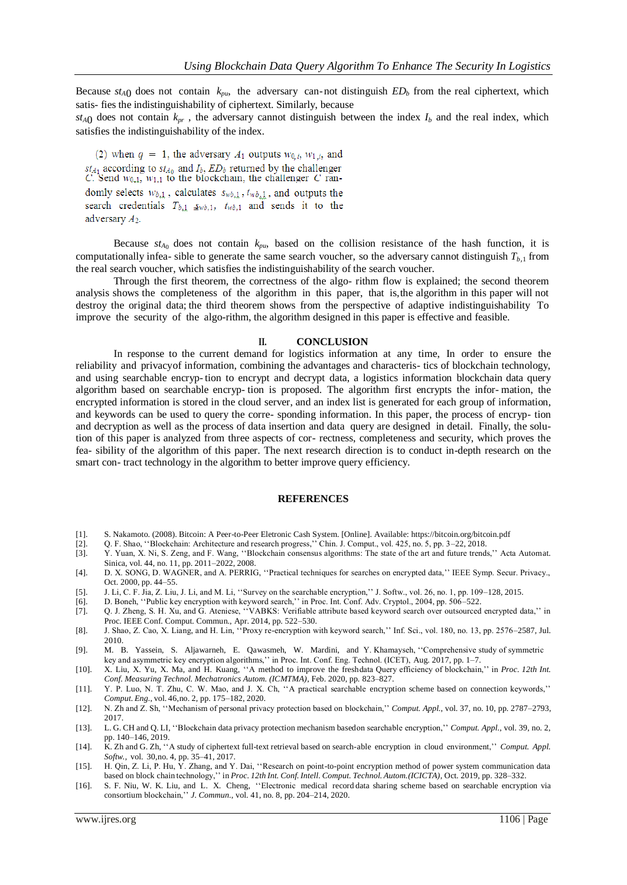Because $st_{A0}$ does not contain $k_{pu}$, the adversary can-not distinguish $ED_b$ from the real ciphertext, which satis- fies the indistinguishability of ciphertext. Similarly, because

$st_{A0}$ does not contain $k_{pr}$ , the adversary cannot distinguish between the index $I_b$ and the real index, which satisfies the indistinguishability of the index.

(2) when $q = 1$, the adversary $A_1$ outputs $w_{0,i}$, $w_{1,i}$, and $st_{A_1}$ according to $st_{A_0}$ and $I_b$, $ED_b$ returned by the challenger $C$. Send $w_{0,1}$, $w_{1,1}$ to the blockchain, the challenger $C$ randomly selects $w_{b,1}$ , calculates $s_{wb,1}$ , $t_{wb,1}$ , and outputs the search credentials $T_{b,1}$ $s_{wb,1}$, $t_{wb,1}$ and sends it to the adversary $A_2$.

Because $st_{A_0}$ does not contain $k_{pu}$, based on the collision resistance of the hash function, it is computationally infea- sible to generate the same search voucher, so the adversary cannot distinguish $T_{b,1}$ from the real search voucher, which satisfies the indistinguishability of the search voucher.

Through the first theorem, the correctness of the algo- rithm flow is explained; the second theorem analysis shows the completeness of the algorithm in this paper, that is,the algorithm in this paper will not destroy the original data; the third theorem shows from the perspective of adaptive indistinguishability To improve the security of the algo-rithm, the algorithm designed in this paper is effective and feasible.

## II. CONCLUSION

In response to the current demand for logistics information at any time, In order to ensure the reliability and privacyof information, combining the advantages and characteris- tics of blockchain technology, and using searchable encryp- tion to encrypt and decrypt data, a logistics information blockchain data query algorithm based on searchable encryp- tion is proposed. The algorithm first encrypts the infor- mation, the encrypted information is stored in the cloud server, and an index list is generated for each group of information, and keywords can be used to query the corre- sponding information. In this paper, the process of encryp- tion and decryption as well as the process of data insertion and data query are designed in detail. Finally, the solu- tion of this paper is analyzed from three aspects of cor- rectness, completeness and security, which proves the fea- sibility of the algorithm of this paper. The next research direction is to conduct in-depth research on the smart con- tract technology in the algorithm to better improve query efficiency.

## REFERENCES

[1]. S. Nakamoto. (2008). Bitcoin: A Peer-to-Peer Eletronic Cash System. [Online]. Available: https://bitcoin.org/bitcoin.pdf

[2]. Q. F. Shao, ''Blockchain: Architecture and research progress,'' Chin. J. Comput., vol. 425, no. 5, pp. 3–22, 2018.

[3]. Y. Yuan, X. Ni, S. Zeng, and F. Wang, ''Blockchain consensus algorithms: The state of the art and future trends,'' Acta Automat. Sinica, vol. 44, no. 11, pp. 2011–2022, 2008.

[4]. D. X. SONG, D. WAGNER, and A. PERRIG, ''Practical techniques for searches on encrypted data,'' IEEE Symp. Secur. Privacy., Oct. 2000, pp. 44–55.

[5]. J. Li, C. F. Jia, Z. Liu, J. Li, and M. Li, ''Survey on the searchable encryption,'' J. Softw., vol. 26, no. 1, pp. 109–128, 2015.

[6]. D. Boneh, ''Public key encryption with keyword search,'' in Proc. Int. Conf. Adv. Cryptol., 2004, pp. 506–522.

[7]. Q. J. Zheng, S. H. Xu, and G. Ateniese, ''VABKS: Verifiable attribute based keyword search over outsourced encrypted data,'' in Proc. IEEE Conf. Comput. Commun., Apr. 2014, pp. 522–530.

[8]. J. Shao, Z. Cao, X. Liang, and H. Lin, ''Proxy re-encryption with keyword search,'' Inf. Sci., vol. 180, no. 13, pp. 2576–2587, Jul. 2010.

[9]. M. B. Yassein, S. Aljawarneh, E. Qawasmeh, W. Mardini, and Y. Khamayseh, ''Comprehensive study of symmetric key and asymmetric key encryption algorithms,'' in Proc. Int. Conf. Eng. Technol. (ICET), Aug. 2017, pp. 1–7.

[10]. X. Liu, X. Yu, X. Ma, and H. Kuang, ''A method to improve the freshdata Query efficiency of blockchain,'' in *Proc. 12th Int. Conf. Measuring Technol. Mechatronics Autom. (ICMTMA)*, Feb. 2020, pp. 823–827.

[11]. Y. P. Luo, N. T. Zhu, C. W. Mao, and J. X. Ch, ''A practical searchable encryption scheme based on connection keywords,'' *Comput. Eng.*, vol. 46,no. 2, pp. 175–182, 2020.

[12]. N. Zh and Z. Sh, ''Mechanism of personal privacy protection based on blockchain,'' *Comput. Appl.*, vol. 37, no. 10, pp. 2787–2793, 2017.

[13]. L. G. CH and Q. LI, ''Blockchain data privacy protection mechanism basedon searchable encryption,'' *Comput. Appl.*, vol. 39, no. 2, pp. 140–146, 2019.

[14]. K. Zh and G. Zh, ''A study of ciphertext full-text retrieval based on search-able encryption in cloud environment,'' *Comput. Appl. Softw.*, vol. 30,no. 4, pp. 35–41, 2017.

[15]. H. Qin, Z. Li, P. Hu, Y. Zhang, and Y. Dai, ''Research on point-to-point encryption method of power system communication data based on block chain technology,'' in *Proc. 12th Int. Conf. Intell. Comput. Technol. Autom.(ICICTA)*, Oct. 2019, pp. 328–332.

[16]. S. F. Niu, W. K. Liu, and L. X. Cheng, ''Electronic medical record data sharing scheme based on searchable encryption via consortium blockchain,'' *J. Commun.*, vol. 41, no. 8, pp. 204–214, 2020.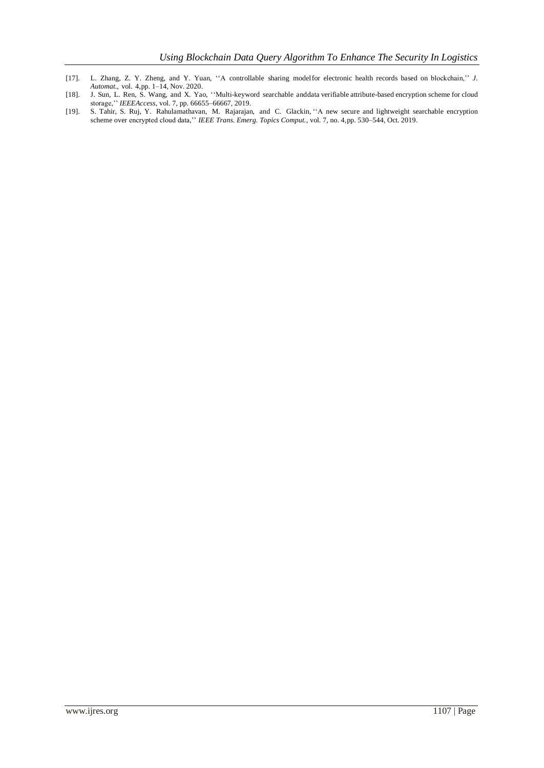[17]. L. Zhang, Z. Y. Zheng, and Y. Yuan, ''A controllable sharing modelfor electronic health records based on blockchain,'' *J. Automat.*, vol. 4,pp. 1–14, Nov. 2020.

[18]. J. Sun, L. Ren, S. Wang, and X. Yao, ''Multi-keyword searchable anddata verifiable attribute-based encryption scheme for cloud storage,'' *IEEEAccess*, vol. 7, pp. 66655–66667, 2019.

[19]. S. Tahir, S. Ruj, Y. Rahulamathavan, M. Rajarajan, and C. Glackin, ''A new secure and lightweight searchable encryption scheme over encrypted cloud data,'' *IEEE Trans. Emerg. Topics Comput.*, vol. 7, no. 4,pp. 530–544, Oct. 2019.